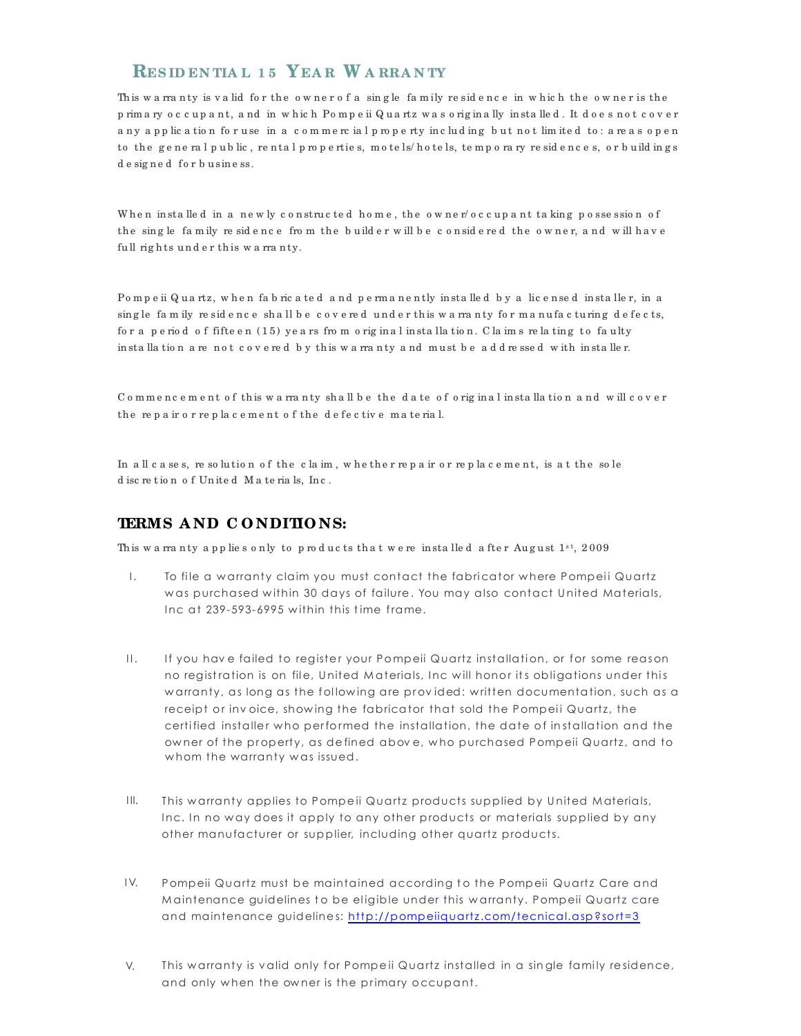# Residential 15 Year Warranty

This warranty is valid for the owner of a single family residence in which the owner is the primary occupant, and in which Pompeii Quartz was originally installed. It does not cover any application for use in a commercial property including but not limited to: areas open to the general public, rental properties, motels/hotels, temporary residences, or buildings designed for business.

When installed in a newly constructed home, the owner/occupant taking possession of the single family residence from the builder will be considered the owner, and will have full rights under this warranty.

Pompeii Quartz, when fabricated and permanently installed by a licensed installer, in a single family residence shall be covered under this warranty for manufacturing defects, for a period of fifteen (15) years from original installation. Claims relating to faulty installation are not covered by this warranty and must be addressed with installer.

Commencement of this warranty shall be the date of original installation and will cover the repair or replacement of the defective material.

In all cases, resolution of the claim, whether repair or replacement, is at the sole discretion of United Materials, Inc.

## TERMS AND CONDITIONS:

This warranty applies only to products that were installed after August 1st, 2009

I. To file a warranty claim you must contact the fabricator where Pompeii Quartz was purchased within 30 days of failure. You may also contact United Materials, Inc at 239-593-6995 within this time frame.

II. If you have failed to register your Pompeii Quartz installation, or for some reason no registration is on file, United Materials, Inc will honor its obligations under this warranty, as long as the following are provided: written documentation, such as a receipt or invoice, showing the fabricator that sold the Pompeii Quartz, the certified installer who performed the installation, the date of installation and the owner of the property, as defined above, who purchased Pompeii Quartz, and to whom the warranty was issued.

III. This warranty applies to Pompeii Quartz products supplied by United Materials, Inc. In no way does it apply to any other products or materials supplied by any other manufacturer or supplier, including other quartz products.

IV. Pompeii Quartz must be maintained according to the Pompeii Quartz Care and Maintenance guidelines to be eligible under this warranty. Pompeii Quartz care and maintenance guidelines: http://pompeiiquartz.com/tecnical.asp?sort=3

V. This warranty is valid only for Pompeii Quartz installed in a single family residence, and only when the owner is the primary occupant.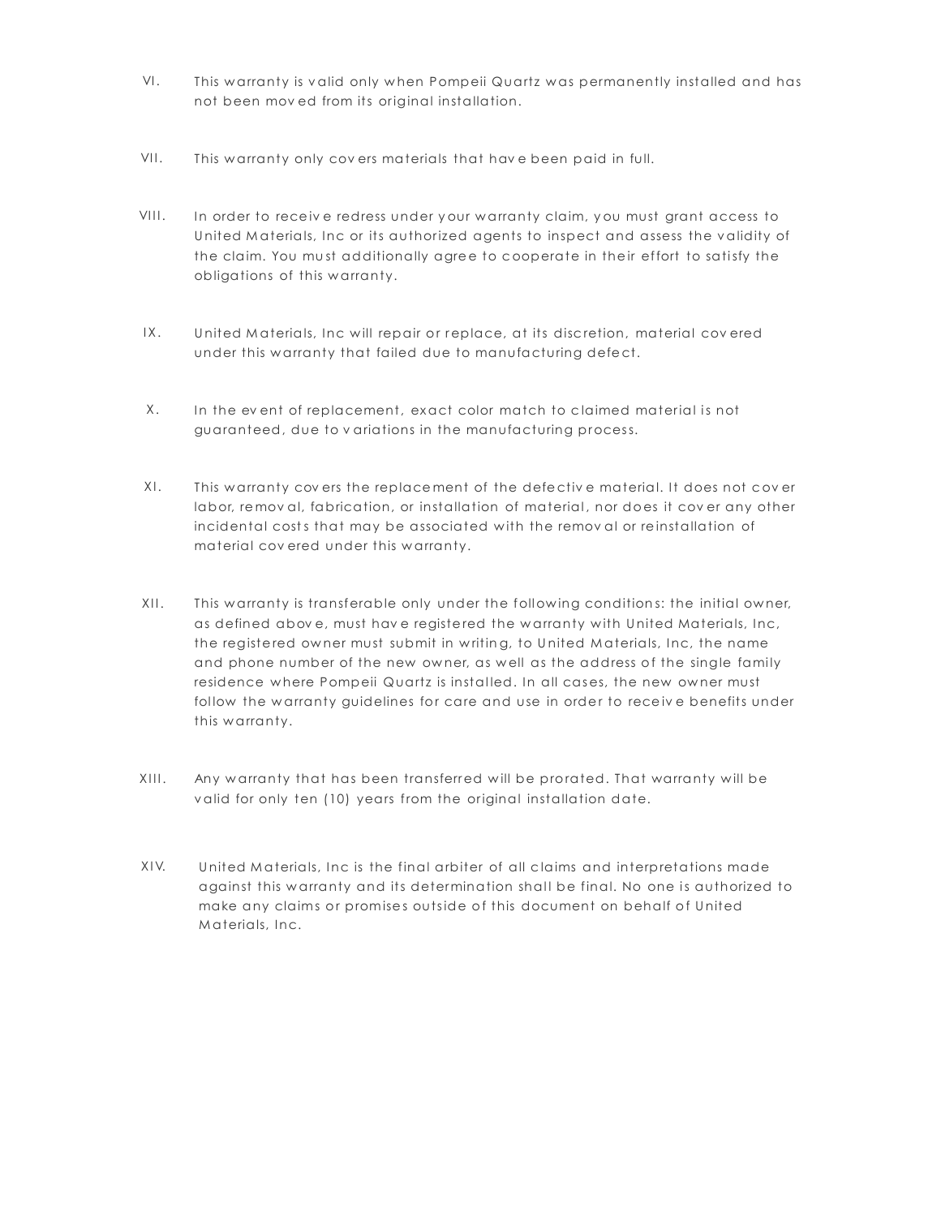VI. This warranty is valid only when Pompeii Quartz was permanently installed and has not been moved from its original installation.

VII. This warranty only covers materials that have been paid in full.

VIII. In order to receive redress under your warranty claim, you must grant access to United Materials, Inc or its authorized agents to inspect and assess the validity of the claim. You must additionally agree to cooperate in their effort to satisfy the obligations of this warranty.

IX. United Materials, Inc will repair or replace, at its discretion, material covered under this warranty that failed due to manufacturing defect.

X. In the event of replacement, exact color match to claimed material is not guaranteed, due to variations in the manufacturing process.

XI. This warranty covers the replacement of the defective material. It does not cover labor, removal, fabrication, or installation of material, nor does it cover any other incidental costs that may be associated with the removal or reinstallation of material covered under this warranty.

XII. This warranty is transferable only under the following conditions: the initial owner, as defined above, must have registered the warranty with United Materials, Inc, the registered owner must submit in writing, to United Materials, Inc, the name and phone number of the new owner, as well as the address of the single family residence where Pompeii Quartz is installed. In all cases, the new owner must follow the warranty guidelines for care and use in order to receive benefits under this warranty.

XIII. Any warranty that has been transferred will be prorated. That warranty will be valid for only ten (10) years from the original installation date.

XIV. United Materials, Inc is the final arbiter of all claims and interpretations made against this warranty and its determination shall be final. No one is authorized to make any claims or promises outside of this document on behalf of United Materials, Inc.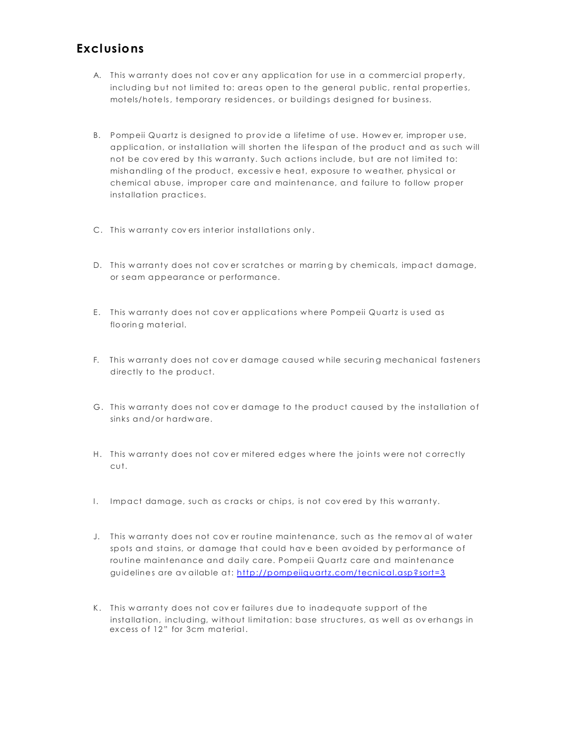## Exclusions

A. This warranty does not cover any application for use in a commercial property, including but not limited to: areas open to the general public, rental properties, motels/hotels, temporary residences, or buildings designed for business.

B. Pompeii Quartz is designed to provide a lifetime of use. However, improper use, application, or installation will shorten the lifespan of the product and as such will not be covered by this warranty. Such actions include, but are not limited to: mishandling of the product, excessive heat, exposure to weather, physical or chemical abuse, improper care and maintenance, and failure to follow proper installation practices.

C. This warranty covers interior installations only.

D. This warranty does not cover scratches or marring by chemicals, impact damage, or seam appearance or performance.

E. This warranty does not cover applications where Pompeii Quartz is used as flooring material.

F. This warranty does not cover damage caused while securing mechanical fasteners directly to the product.

G. This warranty does not cover damage to the product caused by the installation of sinks and/or hardware.

H. This warranty does not cover mitered edges where the joints were not correctly cut.

I. Impact damage, such as cracks or chips, is not covered by this warranty.

J. This warranty does not cover routine maintenance, such as the removal of water spots and stains, or damage that could have been avoided by performance of routine maintenance and daily care. Pompeii Quartz care and maintenance guidelines are available at: [http://pompeiiquartz.com/tecnical.asp?sort=3](http://pompeiiquartz.com/tecnical.asp?sort=3)

K. This warranty does not cover failures due to inadequate support of the installation, including, without limitation: base structures, as well as overhangs in excess of 12" for 3cm material.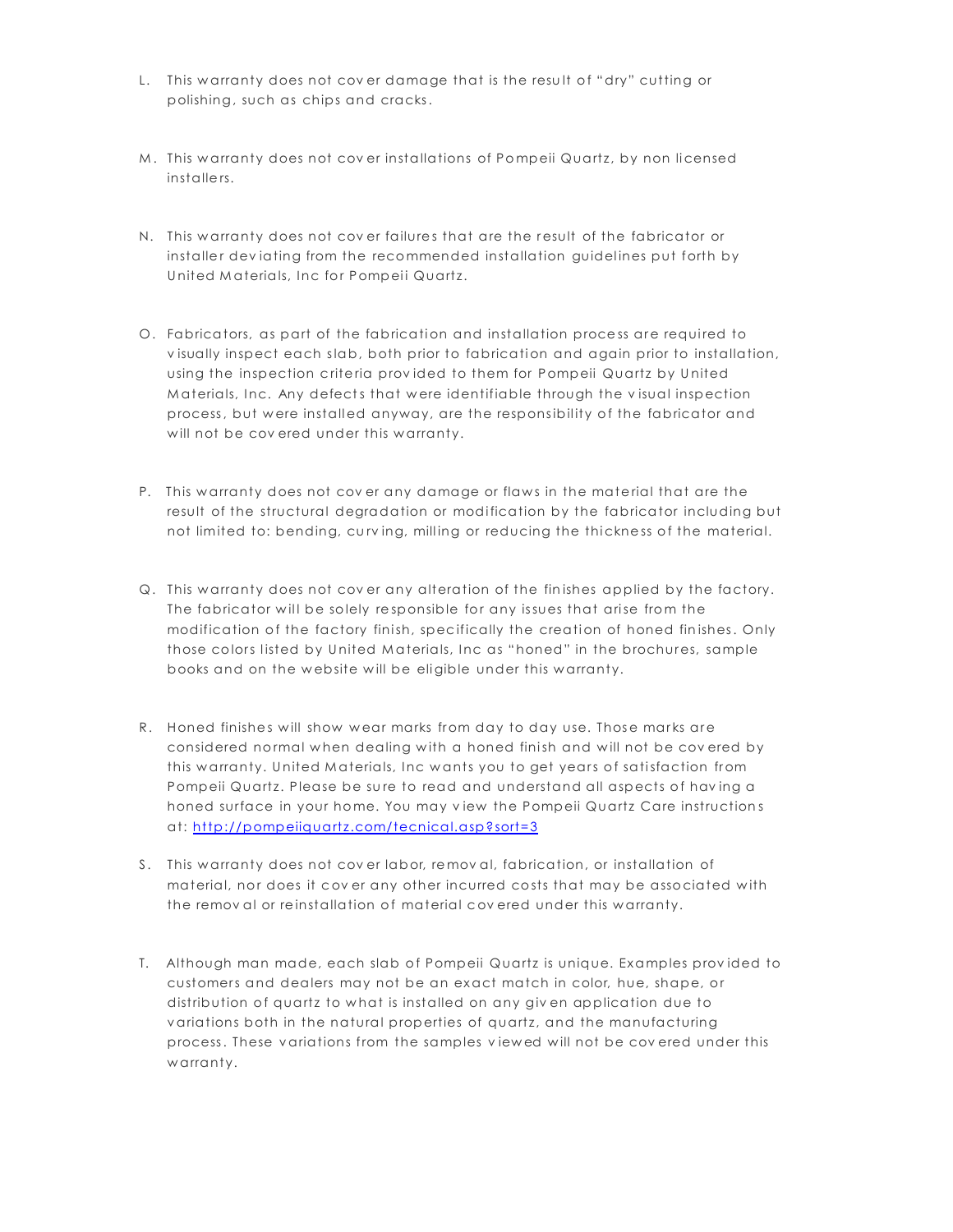L. This warranty does not cover damage that is the result of "dry" cutting or polishing, such as chips and cracks.

M. This warranty does not cover installations of Pompeii Quartz, by non licensed installers.

N. This warranty does not cover failures that are the result of the fabricator or installer deviating from the recommended installation guidelines put forth by United Materials, Inc for Pompeii Quartz.

O. Fabricators, as part of the fabrication and installation process are required to visually inspect each slab, both prior to fabrication and again prior to installation, using the inspection criteria provided to them for Pompeii Quartz by United Materials, Inc. Any defects that were identifiable through the visual inspection process, but were installed anyway, are the responsibility of the fabricator and will not be covered under this warranty.

P. This warranty does not cover any damage or flaws in the material that are the result of the structural degradation or modification by the fabricator including but not limited to: bending, curving, milling or reducing the thickness of the material.

Q. This warranty does not cover any alteration of the finishes applied by the factory. The fabricator will be solely responsible for any issues that arise from the modification of the factory finish, specifically the creation of honed finishes. Only those colors listed by United Materials, Inc as "honed" in the brochures, sample books and on the website will be eligible under this warranty.

R. Honed finishes will show wear marks from day to day use. Those marks are considered normal when dealing with a honed finish and will not be covered by this warranty. United Materials, Inc wants you to get years of satisfaction from Pompeii Quartz. Please be sure to read and understand all aspects of having a honed surface in your home. You may view the Pompeii Quartz Care instructions at: [http://pompeiiquartz.com/tecnical.asp?sort=3](http://pompeiiquartz.com/tecnical.asp?sort=3)

S. This warranty does not cover labor, removal, fabrication, or installation of material, nor does it cover any other incurred costs that may be associated with the removal or reinstallation of material covered under this warranty.

T. Although man made, each slab of Pompeii Quartz is unique. Examples provided to customers and dealers may not be an exact match in color, hue, shape, or distribution of quartz to what is installed on any given application due to variations both in the natural properties of quartz, and the manufacturing process. These variations from the samples viewed will not be covered under this warranty.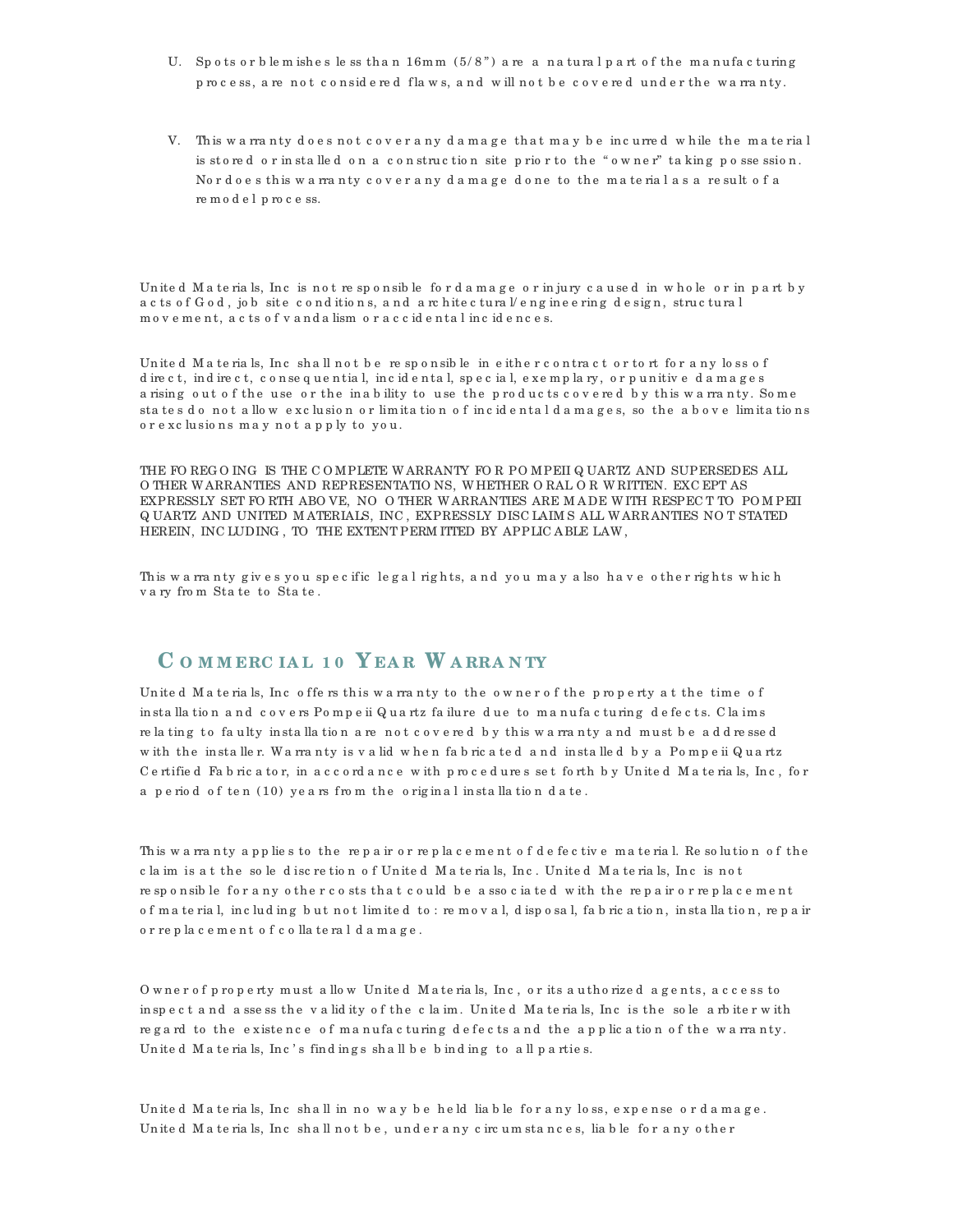U. Spots or blemishes less than 16mm (5/8") are a natural part of the manufacturing process, are not considered flaws, and will not be covered under the warranty.

V. This warranty does not cover any damage that may be incurred while the material is stored or installed on a construction site prior to the "owner" taking possession. Nor does this warranty cover any damage done to the material as a result of a remodel process.

United Materials, Inc is not responsible for damage or injury caused in whole or in part by acts of God, job site conditions, and architectural/engineering design, structural movement, acts of vandalism or accidental incidences.

United Materials, Inc shall not be responsible in either contract or tort for any loss of direct, indirect, consequential, incidental, special, exemplary, or punitive damages arising out of the use or the inability to use the products covered by this warranty. Some states do not allow exclusion or limitation of incidental damages, so the above limitations or exclusions may not apply to you.

THE FOREGOING IS THE COMPLETE WARRANTY FOR POMPEII QUARTZ AND SUPERSEDES ALL OTHER WARRANTIES AND REPRESENTATIONS, WHETHER ORAL OR WRITTEN. EXCEPT AS EXPRESSLY SET FORTH ABOVE, NO OTHER WARRANTIES ARE MADE WITH RESPECT TO POMPEII QUARTZ AND UNITED MATERIALS, INC, EXPRESSLY DISCLAIMS ALL WARRANTIES NOT STATED HEREIN, INCLUDING, TO THE EXTENT PERMITTED BY APPLICABLE LAW,

This warranty gives you specific legal rights, and you may also have other rights which vary from State to State.

## Commercial 10 Year Warranty

United Materials, Inc offers this warranty to the owner of the property at the time of installation and covers Pompeii Quartz failure due to manufacturing defects. Claims relating to faulty installation are not covered by this warranty and must be addressed with the installer. Warranty is valid when fabricated and installed by a Pompeii Quartz Certified Fabricator, in accordance with procedures set forth by United Materials, Inc, for a period of ten (10) years from the original installation date.

This warranty applies to the repair or replacement of defective material. Resolution of the claim is at the sole discretion of United Materials, Inc. United Materials, Inc is not responsible for any other costs that could be associated with the repair or replacement of material, including but not limited to: removal, disposal, fabrication, installation, repair or replacement of collateral damage.

Owner of property must allow United Materials, Inc, or its authorized agents, access to inspect and assess the validity of the claim. United Materials, Inc is the sole arbiter with regard to the existence of manufacturing defects and the application of the warranty. United Materials, Inc's findings shall be binding to all parties.

United Materials, Inc shall in no way be held liable for any loss, expense or damage. United Materials, Inc shall not be, under any circumstances, liable for any other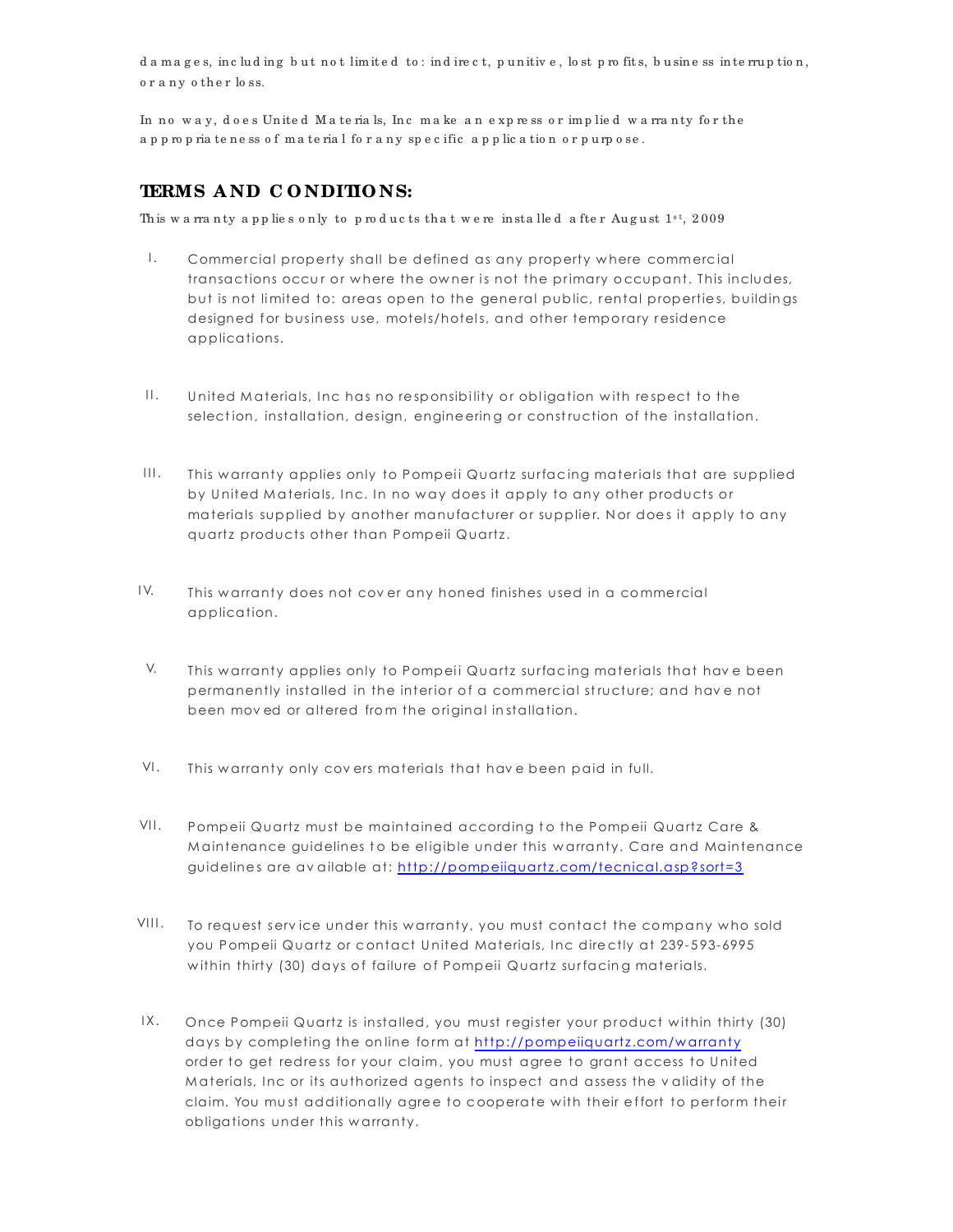damages, including but not limited to: indirect, punitive, lost profits, business interruption, or any other loss.

In no way, does United Materials, Inc make an express or implied warranty for the appropriateness of material for any specific application or purpose.

## TERMS AND CONDITIONS:

This warranty applies only to products that were installed after August 1st, 2009

I. Commercial property shall be defined as any property where commercial transactions occur or where the owner is not the primary occupant. This includes, but is not limited to: areas open to the general public, rental properties, buildings designed for business use, motels/hotels, and other temporary residence applications.

II. United Materials, Inc has no responsibility or obligation with respect to the selection, installation, design, engineering or construction of the installation.

III. This warranty applies only to Pompeii Quartz surfacing materials that are supplied by United Materials, Inc. In no way does it apply to any other products or materials supplied by another manufacturer or supplier. Nor does it apply to any quartz products other than Pompeii Quartz.

IV. This warranty does not cover any honed finishes used in a commercial application.

V. This warranty applies only to Pompeii Quartz surfacing materials that have been permanently installed in the interior of a commercial structure; and have not been moved or altered from the original installation.

VI. This warranty only covers materials that have been paid in full.

VII. Pompeii Quartz must be maintained according to the Pompeii Quartz Care & Maintenance guidelines to be eligible under this warranty. Care and Maintenance guidelines are available at: http://pompeiiquartz.com/tecnical.asp?sort=3

VIII. To request service under this warranty, you must contact the company who sold you Pompeii Quartz or contact United Materials, Inc directly at 239-593-6995 within thirty (30) days of failure of Pompeii Quartz surfacing materials.

IX. Once Pompeii Quartz is installed, you must register your product within thirty (30) days by completing the online form at http://pompeiiquartz.com/warranty order to get redress for your claim, you must agree to grant access to United Materials, Inc or its authorized agents to inspect and assess the validity of the claim. You must additionally agree to cooperate with their effort to perform their obligations under this warranty.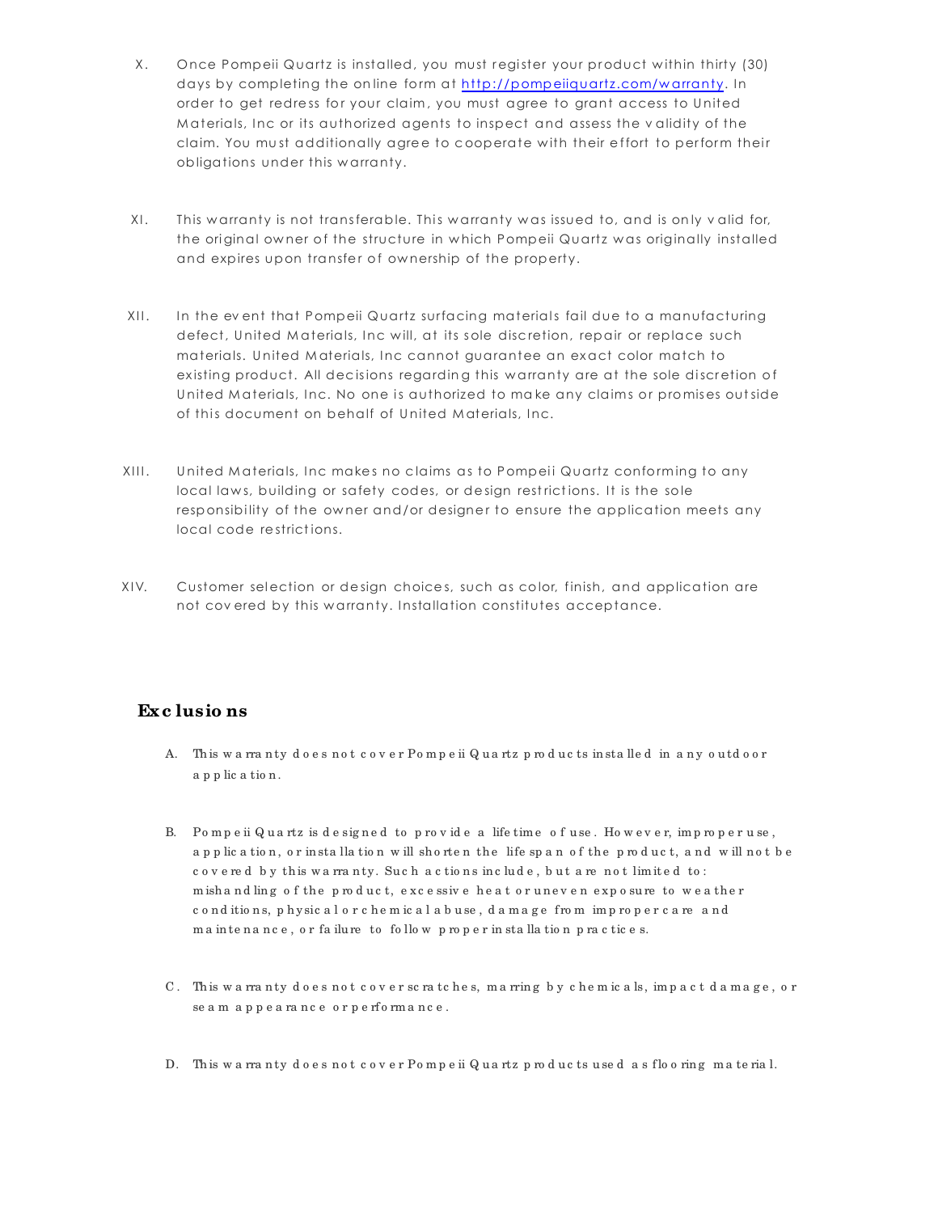X. Once Pompeii Quartz is installed, you must register your product within thirty (30) days by completing the online form at http://pompeiiquartz.com/warranty. In order to get redress for your claim, you must agree to grant access to United Materials, Inc or its authorized agents to inspect and assess the validity of the claim. You must additionally agree to cooperate with their effort to perform their obligations under this warranty.

XI. This warranty is not transferable. This warranty was issued to, and is only valid for, the original owner of the structure in which Pompeii Quartz was originally installed and expires upon transfer of ownership of the property.

XII. In the event that Pompeii Quartz surfacing materials fail due to a manufacturing defect, United Materials, Inc will, at its sole discretion, repair or replace such materials. United Materials, Inc cannot guarantee an exact color match to existing product. All decisions regarding this warranty are at the sole discretion of United Materials, Inc. No one is authorized to make any claims or promises outside of this document on behalf of United Materials, Inc.

XIII. United Materials, Inc makes no claims as to Pompeii Quartz conforming to any local laws, building or safety codes, or design restrictions. It is the sole responsibility of the owner and/or designer to ensure the application meets any local code restrictions.

XIV. Customer selection or design choices, such as color, finish, and application are not covered by this warranty. Installation constitutes acceptance.

## Exclusions

A. This warranty does not cover Pompeii Quartz products installed in any outdoor application.

B. Pompeii Quartz is designed to provide a lifetime of use. However, improper use, application, or installation will shorten the life span of the product, and will not be covered by this warranty. Such actions include, but are not limited to: mishandling of the product, excessive heat or uneven exposure to weather conditions, physical or chemical abuse, damage from improper care and maintenance, or failure to follow proper installation practices.

C. This warranty does not cover scratches, marring by chemicals, impact damage, or seam appearance or performance.

D. This warranty does not cover Pompeii Quartz products used as flooring material.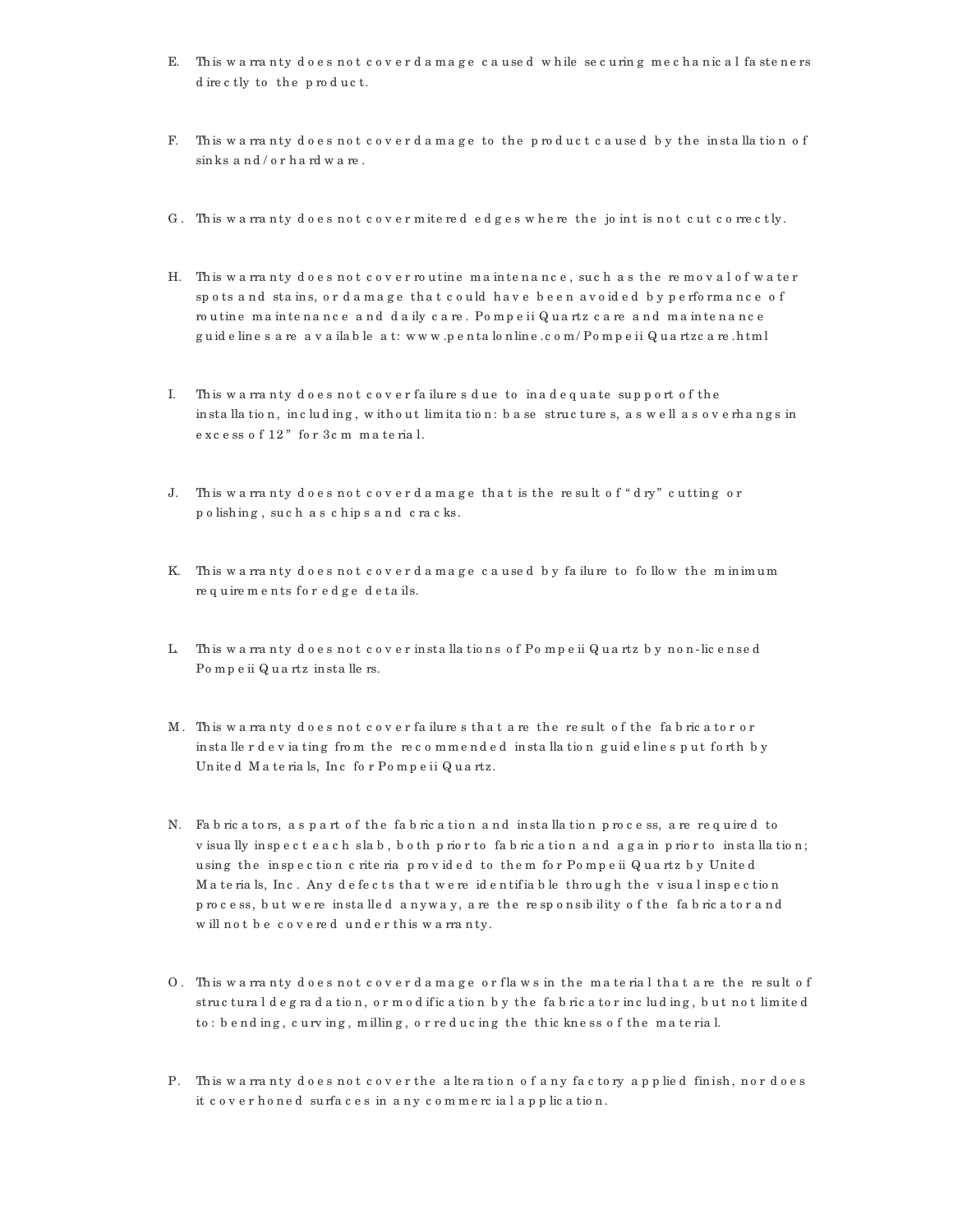E. This warranty does not cover damage caused while securing mechanical fasteners directly to the product.

F. This warranty does not cover damage to the product caused by the installation of sinks and/or hardware.

G. This warranty does not cover mitered edges where the joint is not cut correctly.

H. This warranty does not cover routine maintenance, such as the removal of water spots and stains, or damage that could have been avoided by performance of routine maintenance and daily care. Pompeii Quartz care and maintenance guidelines are available at: www.pentalonline.com/PompeiiQuartzcare.html

I. This warranty does not cover failures due to inadequate support of the installation, including, without limitation: base structures, as well as overhangs in excess of 12" for 3cm material.

J. This warranty does not cover damage that is the result of "dry" cutting or polishing, such as chips and cracks.

K. This warranty does not cover damage caused by failure to follow the minimum requirements for edge details.

L. This warranty does not cover installations of Pompeii Quartz by non-licensed Pompeii Quartz installers.

M. This warranty does not cover failures that are the result of the fabricator or installer deviating from the recommended installation guidelines put forth by United Materials, Inc for Pompeii Quartz.

N. Fabricators, as part of the fabrication and installation process, are required to visually inspect each slab, both prior to fabrication and again prior to installation; using the inspection criteria provided to them for Pompeii Quartz by United Materials, Inc. Any defects that were identifiable through the visual inspection process, but were installed anyway, are the responsibility of the fabricator and will not be covered under this warranty.

O. This warranty does not cover damage or flaws in the material that are the result of structural degradation, or modification by the fabricator including, but not limited to: bending, curving, milling, or reducing the thickness of the material.

P. This warranty does not cover the alteration of any factory applied finish, nor does it cover honed surfaces in any commercial application.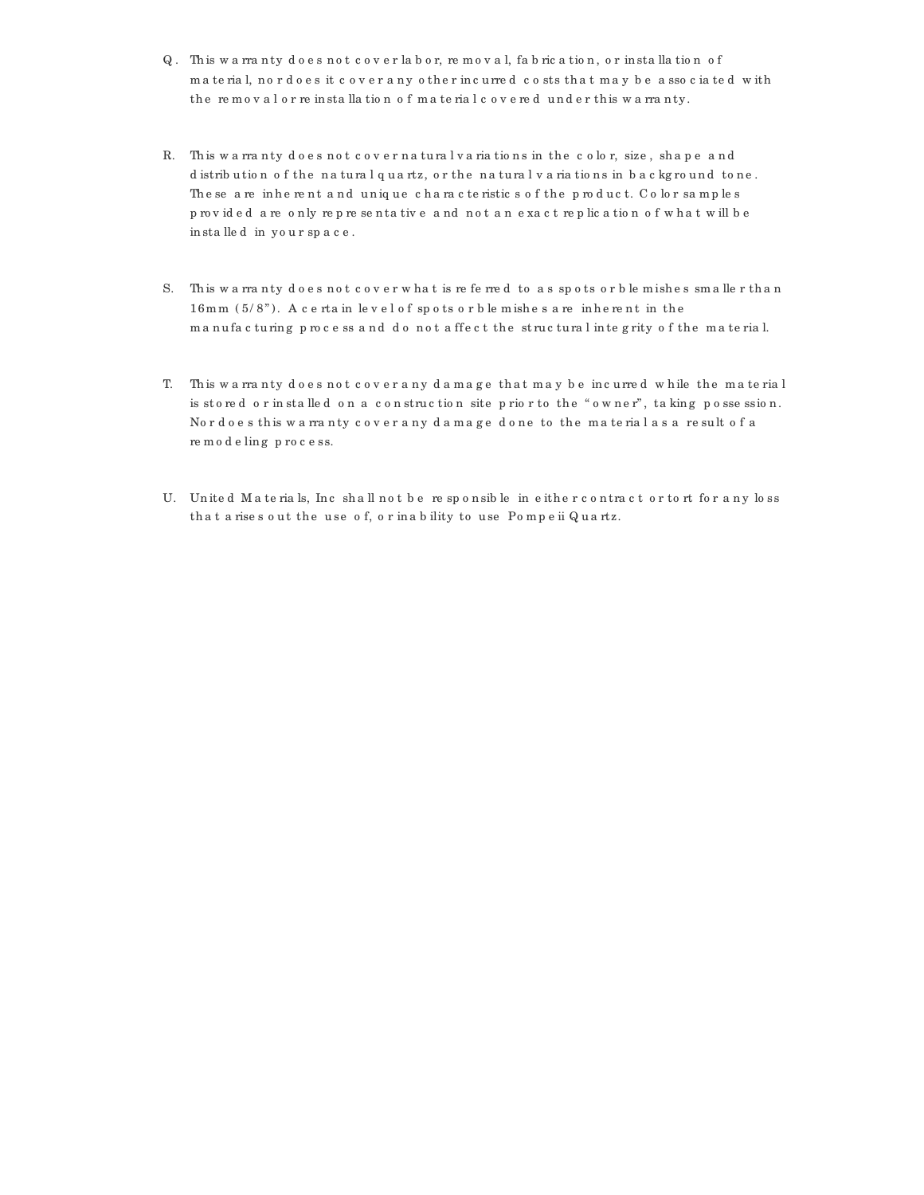Q. This warranty does not cover labor, removal, fabrication, or installation of material, nor does it cover any other incurred costs that may be associated with the removal or reinstallation of material covered under this warranty.

R. This warranty does not cover natural variations in the color, size, shape and distribution of the natural quartz, or the natural variations in background tone. These are inherent and unique characteristics of the product. Color samples provided are only representative and not an exact replication of what will be installed in your space.

S. This warranty does not cover what is referred to as spots or blemishes smaller than 16mm (5/8"). A certain level of spots or blemishes are inherent in the manufacturing process and do not affect the structural integrity of the material.

T. This warranty does not cover any damage that may be incurred while the material is stored or installed on a construction site prior to the "owner", taking possession. Nor does this warranty cover any damage done to the material as a result of a remodeling process.

U. United Materials, Inc shall not be responsible in either contract or tort for any loss that arises out the use of, or inability to use Pompeii Quartz.